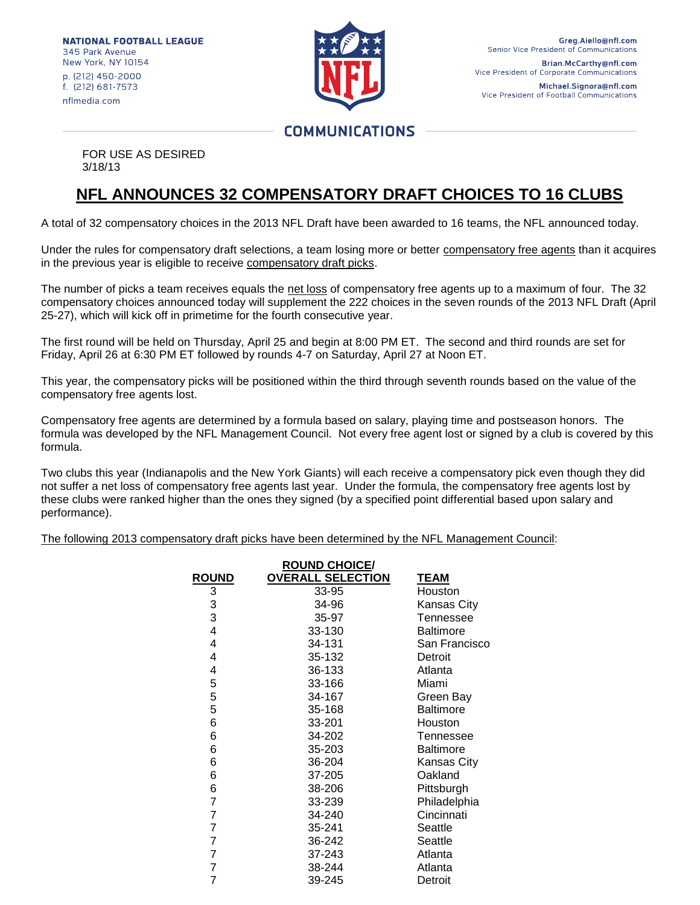NATIONAL FOOTBALL LEAGUE
345 Park Avenue
New York, NY 10154
p. (212) 450-2000
f. (212) 681-7573
nflmedia.com

Greg.Aiello@nfl.com
Senior Vice President of Communications

Brian.McCarthy@nfl.com
Vice President of Corporate Communications

Michael.Signora@nfl.com
Vice President of Football Communications

COMMUNICATIONS

FOR USE AS DESIRED
3/18/13

# NFL ANNOUNCES 32 COMPENSATORY DRAFT CHOICES TO 16 CLUBS

A total of 32 compensatory choices in the 2013 NFL Draft have been awarded to 16 teams, the NFL announced today.

Under the rules for compensatory draft selections, a team losing more or better compensatory free agents than it acquires in the previous year is eligible to receive compensatory draft picks.

The number of picks a team receives equals the net loss of compensatory free agents up to a maximum of four. The 32 compensatory choices announced today will supplement the 222 choices in the seven rounds of the 2013 NFL Draft (April 25-27), which will kick off in primetime for the fourth consecutive year.

The first round will be held on Thursday, April 25 and begin at 8:00 PM ET. The second and third rounds are set for Friday, April 26 at 6:30 PM ET followed by rounds 4-7 on Saturday, April 27 at Noon ET.

This year, the compensatory picks will be positioned within the third through seventh rounds based on the value of the compensatory free agents lost.

Compensatory free agents are determined by a formula based on salary, playing time and postseason honors. The formula was developed by the NFL Management Council. Not every free agent lost or signed by a club is covered by this formula.

Two clubs this year (Indianapolis and the New York Giants) will each receive a compensatory pick even though they did not suffer a net loss of compensatory free agents last year. Under the formula, the compensatory free agents lost by these clubs were ranked higher than the ones they signed (by a specified point differential based upon salary and performance).

The following 2013 compensatory draft picks have been determined by the NFL Management Council:

| ROUND | ROUND CHOICE/ OVERALL SELECTION | TEAM |
|---|---|---|
| 3 | 33-95 | Houston |
| 3 | 34-96 | Kansas City |
| 3 | 35-97 | Tennessee |
| 4 | 33-130 | Baltimore |
| 4 | 34-131 | San Francisco |
| 4 | 35-132 | Detroit |
| 4 | 36-133 | Atlanta |
| 5 | 33-166 | Miami |
| 5 | 34-167 | Green Bay |
| 5 | 35-168 | Baltimore |
| 6 | 33-201 | Houston |
| 6 | 34-202 | Tennessee |
| 6 | 35-203 | Baltimore |
| 6 | 36-204 | Kansas City |
| 6 | 37-205 | Oakland |
| 6 | 38-206 | Pittsburgh |
| 7 | 33-239 | Philadelphia |
| 7 | 34-240 | Cincinnati |
| 7 | 35-241 | Seattle |
| 7 | 36-242 | Seattle |
| 7 | 37-243 | Atlanta |
| 7 | 38-244 | Atlanta |
| 7 | 39-245 | Detroit |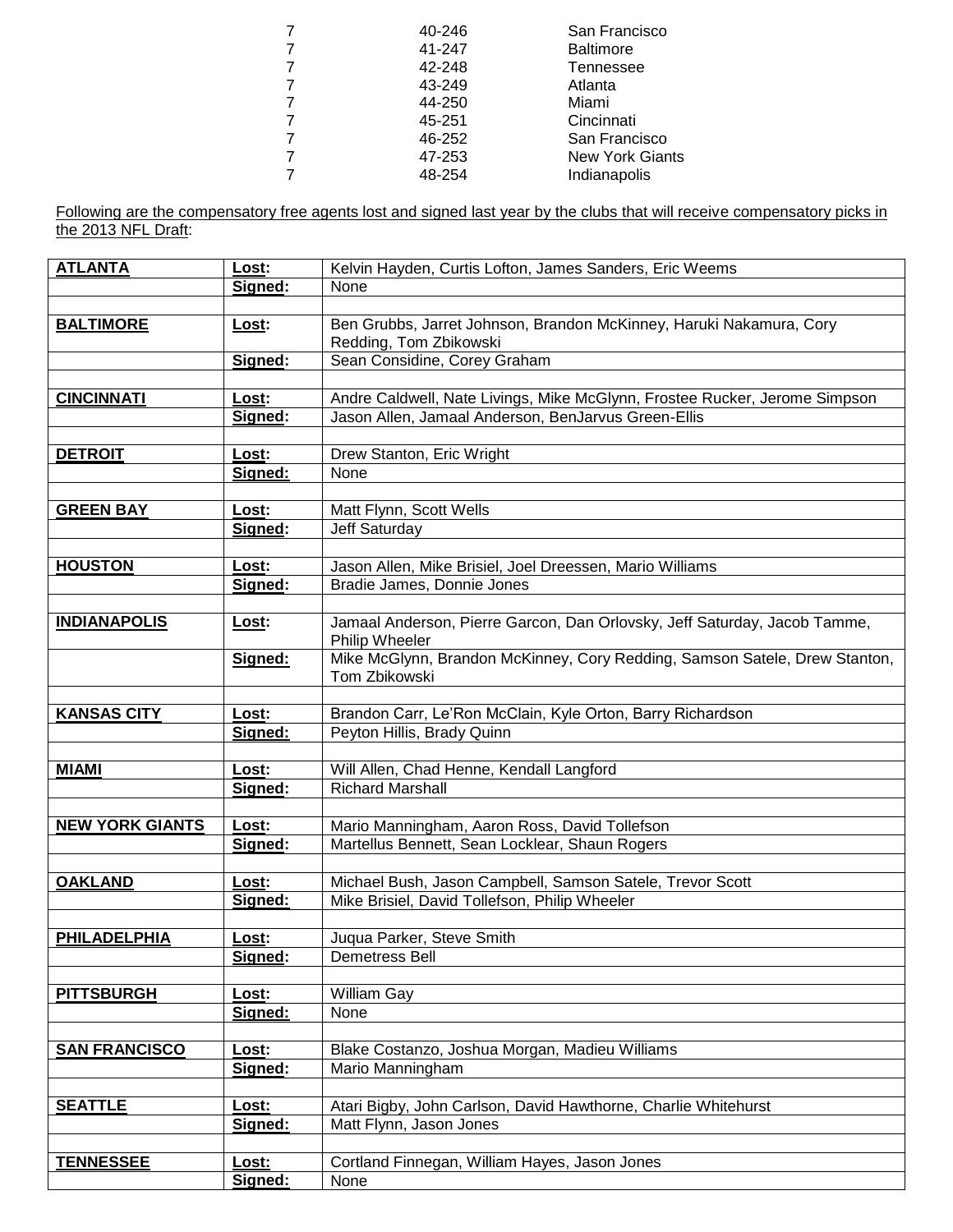| | | |
|---|---|---|
| 7 | 40-246 | San Francisco |
| 7 | 41-247 | Baltimore |
| 7 | 42-248 | Tennessee |
| 7 | 43-249 | Atlanta |
| 7 | 44-250 | Miami |
| 7 | 45-251 | Cincinnati |
| 7 | 46-252 | San Francisco |
| 7 | 47-253 | New York Giants |
| 7 | 48-254 | Indianapolis |

Following are the compensatory free agents lost and signed last year by the clubs that will receive compensatory picks in the 2013 NFL Draft:

| Club | | Players |
|---|---|---|
| **ATLANTA** | **Lost:** | Kelvin Hayden, Curtis Lofton, James Sanders, Eric Weems |
| | **Signed:** | None |
| **BALTIMORE** | **Lost:** | Ben Grubbs, Jarret Johnson, Brandon McKinney, Haruki Nakamura, Cory Redding, Tom Zbikowski |
| | **Signed:** | Sean Considine, Corey Graham |
| **CINCINNATI** | **Lost:** | Andre Caldwell, Nate Livings, Mike McGlynn, Frostee Rucker, Jerome Simpson |
| | **Signed:** | Jason Allen, Jamaal Anderson, BenJarvus Green-Ellis |
| **DETROIT** | **Lost:** | Drew Stanton, Eric Wright |
| | **Signed:** | None |
| **GREEN BAY** | **Lost:** | Matt Flynn, Scott Wells |
| | **Signed:** | Jeff Saturday |
| **HOUSTON** | **Lost:** | Jason Allen, Mike Brisiel, Joel Dreessen, Mario Williams |
| | **Signed:** | Bradie James, Donnie Jones |
| **INDIANAPOLIS** | **Lost:** | Jamaal Anderson, Pierre Garcon, Dan Orlovsky, Jeff Saturday, Jacob Tamme, Philip Wheeler |
| | **Signed:** | Mike McGlynn, Brandon McKinney, Cory Redding, Samson Satele, Drew Stanton, Tom Zbikowski |
| **KANSAS CITY** | **Lost:** | Brandon Carr, Le'Ron McClain, Kyle Orton, Barry Richardson |
| | **Signed:** | Peyton Hillis, Brady Quinn |
| **MIAMI** | **Lost:** | Will Allen, Chad Henne, Kendall Langford |
| | **Signed:** | Richard Marshall |
| **NEW YORK GIANTS** | **Lost:** | Mario Manningham, Aaron Ross, David Tollefson |
| | **Signed:** | Martellus Bennett, Sean Locklear, Shaun Rogers |
| **OAKLAND** | **Lost:** | Michael Bush, Jason Campbell, Samson Satele, Trevor Scott |
| | **Signed:** | Mike Brisiel, David Tollefson, Philip Wheeler |
| **PHILADELPHIA** | **Lost:** | Juqua Parker, Steve Smith |
| | **Signed:** | Demetress Bell |
| **PITTSBURGH** | **Lost:** | William Gay |
| | **Signed:** | None |
| **SAN FRANCISCO** | **Lost:** | Blake Costanzo, Joshua Morgan, Madieu Williams |
| | **Signed:** | Mario Manningham |
| **SEATTLE** | **Lost:** | Atari Bigby, John Carlson, David Hawthorne, Charlie Whitehurst |
| | **Signed:** | Matt Flynn, Jason Jones |
| **TENNESSEE** | **Lost:** | Cortland Finnegan, William Hayes, Jason Jones |
| | **Signed:** | None |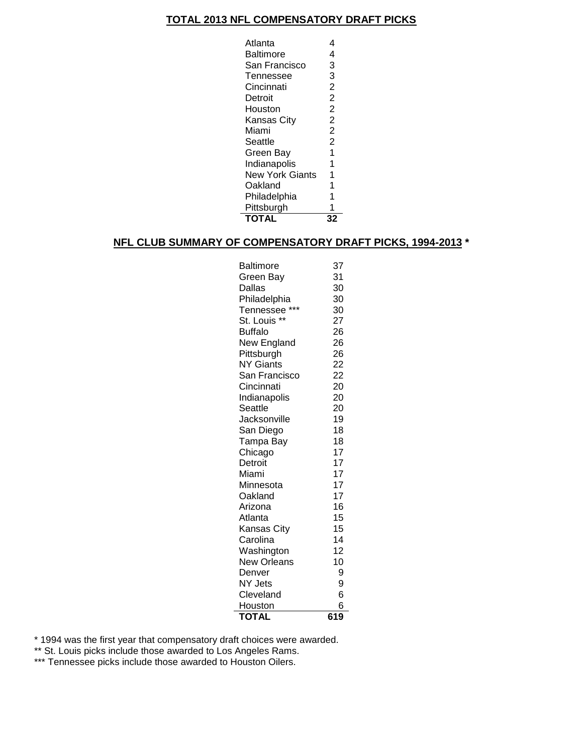## TOTAL 2013 NFL COMPENSATORY DRAFT PICKS

| | |
|---|---|
| Atlanta | 4 |
| Baltimore | 4 |
| San Francisco | 3 |
| Tennessee | 3 |
| Cincinnati | 2 |
| Detroit | 2 |
| Houston | 2 |
| Kansas City | 2 |
| Miami | 2 |
| Seattle | 2 |
| Green Bay | 1 |
| Indianapolis | 1 |
| New York Giants | 1 |
| Oakland | 1 |
| Philadelphia | 1 |
| Pittsburgh | 1 |
| **TOTAL** | **32** |

## NFL CLUB SUMMARY OF COMPENSATORY DRAFT PICKS, 1994-2013 *

| | |
|---|---|
| Baltimore | 37 |
| Green Bay | 31 |
| Dallas | 30 |
| Philadelphia | 30 |
| Tennessee *** | 30 |
| St. Louis ** | 27 |
| Buffalo | 26 |
| New England | 26 |
| Pittsburgh | 26 |
| NY Giants | 22 |
| San Francisco | 22 |
| Cincinnati | 20 |
| Indianapolis | 20 |
| Seattle | 20 |
| Jacksonville | 19 |
| San Diego | 18 |
| Tampa Bay | 18 |
| Chicago | 17 |
| Detroit | 17 |
| Miami | 17 |
| Minnesota | 17 |
| Oakland | 17 |
| Arizona | 16 |
| Atlanta | 15 |
| Kansas City | 15 |
| Carolina | 14 |
| Washington | 12 |
| New Orleans | 10 |
| Denver | 9 |
| NY Jets | 9 |
| Cleveland | 6 |
| Houston | 6 |
| **TOTAL** | **619** |

* 1994 was the first year that compensatory draft choices were awarded.

** St. Louis picks include those awarded to Los Angeles Rams.

*** Tennessee picks include those awarded to Houston Oilers.